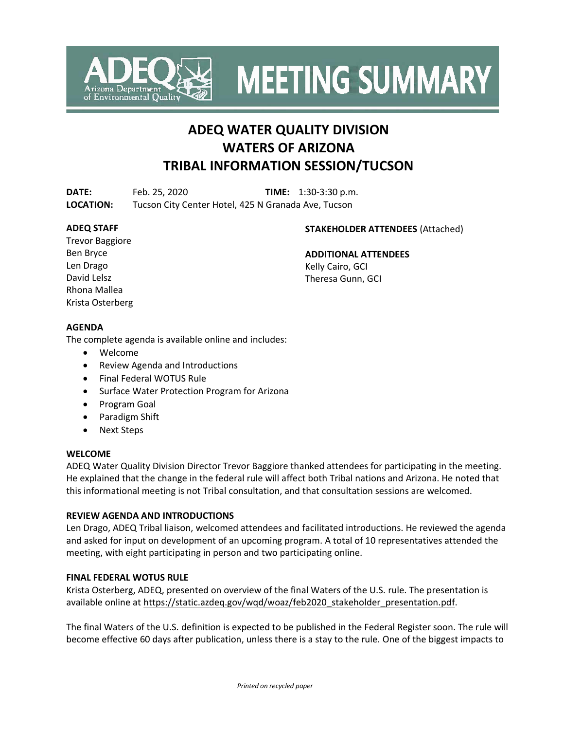# ADEQ WATER QUALITY DIVISION
# WATERS OF ARIZONA
# TRIBAL INFORMATION SESSION/TUCSON

**DATE:** Feb. 25, 2020 **TIME:** 1:30-3:30 p.m.
**LOCATION:** Tucson City Center Hotel, 425 N Granada Ave, Tucson

**ADEQ STAFF**
Trevor Baggiore
Ben Bryce
Len Drago
David Lelsz
Rhona Mallea
Krista Osterberg

**STAKEHOLDER ATTENDEES** (Attached)

**ADDITIONAL ATTENDEES**
Kelly Cairo, GCI
Theresa Gunn, GCI

**AGENDA**
The complete agenda is available online and includes:

- Welcome
- Review Agenda and Introductions
- Final Federal WOTUS Rule
- Surface Water Protection Program for Arizona
- Program Goal
- Paradigm Shift
- Next Steps

**WELCOME**
ADEQ Water Quality Division Director Trevor Baggiore thanked attendees for participating in the meeting. He explained that the change in the federal rule will affect both Tribal nations and Arizona. He noted that this informational meeting is not Tribal consultation, and that consultation sessions are welcomed.

**REVIEW AGENDA AND INTRODUCTIONS**
Len Drago, ADEQ Tribal liaison, welcomed attendees and facilitated introductions. He reviewed the agenda and asked for input on development of an upcoming program. A total of 10 representatives attended the meeting, with eight participating in person and two participating online.

**FINAL FEDERAL WOTUS RULE**
Krista Osterberg, ADEQ, presented on overview of the final Waters of the U.S. rule. The presentation is available online at https://static.azdeq.gov/wqd/woaz/feb2020_stakeholder_presentation.pdf.

The final Waters of the U.S. definition is expected to be published in the Federal Register soon. The rule will become effective 60 days after publication, unless there is a stay to the rule. One of the biggest impacts to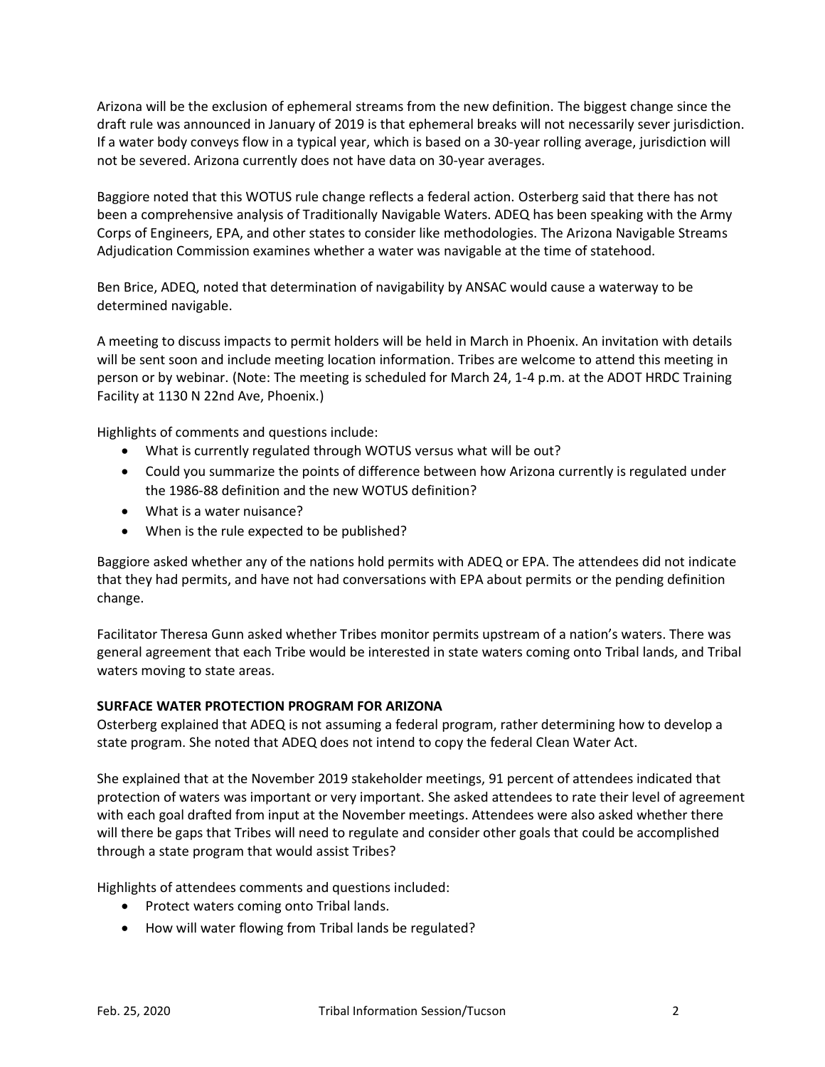Arizona will be the exclusion of ephemeral streams from the new definition. The biggest change since the draft rule was announced in January of 2019 is that ephemeral breaks will not necessarily sever jurisdiction. If a water body conveys flow in a typical year, which is based on a 30-year rolling average, jurisdiction will not be severed. Arizona currently does not have data on 30-year averages.

Baggiore noted that this WOTUS rule change reflects a federal action. Osterberg said that there has not been a comprehensive analysis of Traditionally Navigable Waters. ADEQ has been speaking with the Army Corps of Engineers, EPA, and other states to consider like methodologies. The Arizona Navigable Streams Adjudication Commission examines whether a water was navigable at the time of statehood.

Ben Brice, ADEQ, noted that determination of navigability by ANSAC would cause a waterway to be determined navigable.

A meeting to discuss impacts to permit holders will be held in March in Phoenix. An invitation with details will be sent soon and include meeting location information. Tribes are welcome to attend this meeting in person or by webinar. (Note: The meeting is scheduled for March 24, 1-4 p.m. at the ADOT HRDC Training Facility at 1130 N 22nd Ave, Phoenix.)

Highlights of comments and questions include:

- What is currently regulated through WOTUS versus what will be out?
- Could you summarize the points of difference between how Arizona currently is regulated under the 1986-88 definition and the new WOTUS definition?
- What is a water nuisance?
- When is the rule expected to be published?

Baggiore asked whether any of the nations hold permits with ADEQ or EPA. The attendees did not indicate that they had permits, and have not had conversations with EPA about permits or the pending definition change.

Facilitator Theresa Gunn asked whether Tribes monitor permits upstream of a nation's waters. There was general agreement that each Tribe would be interested in state waters coming onto Tribal lands, and Tribal waters moving to state areas.

**SURFACE WATER PROTECTION PROGRAM FOR ARIZONA**

Osterberg explained that ADEQ is not assuming a federal program, rather determining how to develop a state program. She noted that ADEQ does not intend to copy the federal Clean Water Act.

She explained that at the November 2019 stakeholder meetings, 91 percent of attendees indicated that protection of waters was important or very important. She asked attendees to rate their level of agreement with each goal drafted from input at the November meetings. Attendees were also asked whether there will there be gaps that Tribes will need to regulate and consider other goals that could be accomplished through a state program that would assist Tribes?

Highlights of attendees comments and questions included:

- Protect waters coming onto Tribal lands.
- How will water flowing from Tribal lands be regulated?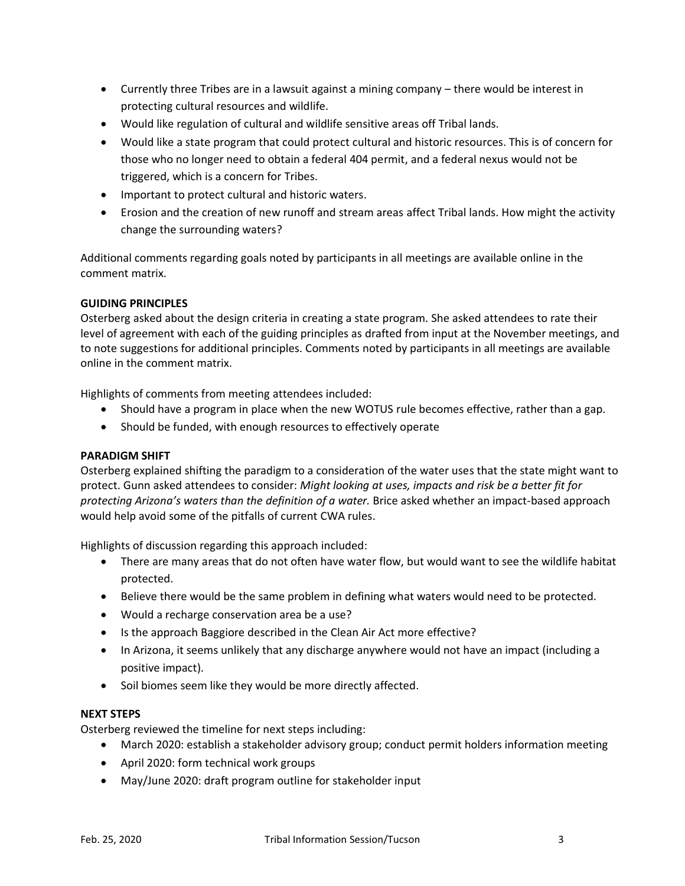- Currently three Tribes are in a lawsuit against a mining company – there would be interest in protecting cultural resources and wildlife.
- Would like regulation of cultural and wildlife sensitive areas off Tribal lands.
- Would like a state program that could protect cultural and historic resources. This is of concern for those who no longer need to obtain a federal 404 permit, and a federal nexus would not be triggered, which is a concern for Tribes.
- Important to protect cultural and historic waters.
- Erosion and the creation of new runoff and stream areas affect Tribal lands. How might the activity change the surrounding waters?

Additional comments regarding goals noted by participants in all meetings are available online in the comment matrix.

**GUIDING PRINCIPLES**

Osterberg asked about the design criteria in creating a state program. She asked attendees to rate their level of agreement with each of the guiding principles as drafted from input at the November meetings, and to note suggestions for additional principles. Comments noted by participants in all meetings are available online in the comment matrix.

Highlights of comments from meeting attendees included:

- Should have a program in place when the new WOTUS rule becomes effective, rather than a gap.
- Should be funded, with enough resources to effectively operate

**PARADIGM SHIFT**

Osterberg explained shifting the paradigm to a consideration of the water uses that the state might want to protect. Gunn asked attendees to consider: *Might looking at uses, impacts and risk be a better fit for protecting Arizona's waters than the definition of a water.* Brice asked whether an impact-based approach would help avoid some of the pitfalls of current CWA rules.

Highlights of discussion regarding this approach included:

- There are many areas that do not often have water flow, but would want to see the wildlife habitat protected.
- Believe there would be the same problem in defining what waters would need to be protected.
- Would a recharge conservation area be a use?
- Is the approach Baggiore described in the Clean Air Act more effective?
- In Arizona, it seems unlikely that any discharge anywhere would not have an impact (including a positive impact).
- Soil biomes seem like they would be more directly affected.

**NEXT STEPS**

Osterberg reviewed the timeline for next steps including:

- March 2020: establish a stakeholder advisory group; conduct permit holders information meeting
- April 2020: form technical work groups
- May/June 2020: draft program outline for stakeholder input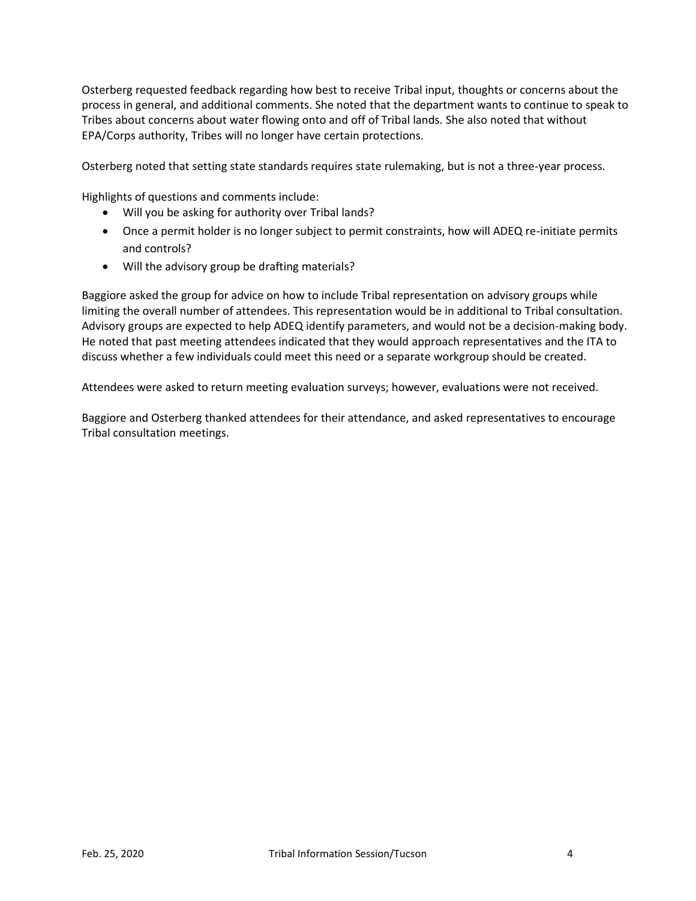Osterberg requested feedback regarding how best to receive Tribal input, thoughts or concerns about the process in general, and additional comments. She noted that the department wants to continue to speak to Tribes about concerns about water flowing onto and off of Tribal lands. She also noted that without EPA/Corps authority, Tribes will no longer have certain protections.

Osterberg noted that setting state standards requires state rulemaking, but is not a three-year process.

Highlights of questions and comments include:

- Will you be asking for authority over Tribal lands?
- Once a permit holder is no longer subject to permit constraints, how will ADEQ re-initiate permits and controls?
- Will the advisory group be drafting materials?

Baggiore asked the group for advice on how to include Tribal representation on advisory groups while limiting the overall number of attendees. This representation would be in additional to Tribal consultation. Advisory groups are expected to help ADEQ identify parameters, and would not be a decision-making body. He noted that past meeting attendees indicated that they would approach representatives and the ITA to discuss whether a few individuals could meet this need or a separate workgroup should be created.

Attendees were asked to return meeting evaluation surveys; however, evaluations were not received.

Baggiore and Osterberg thanked attendees for their attendance, and asked representatives to encourage Tribal consultation meetings.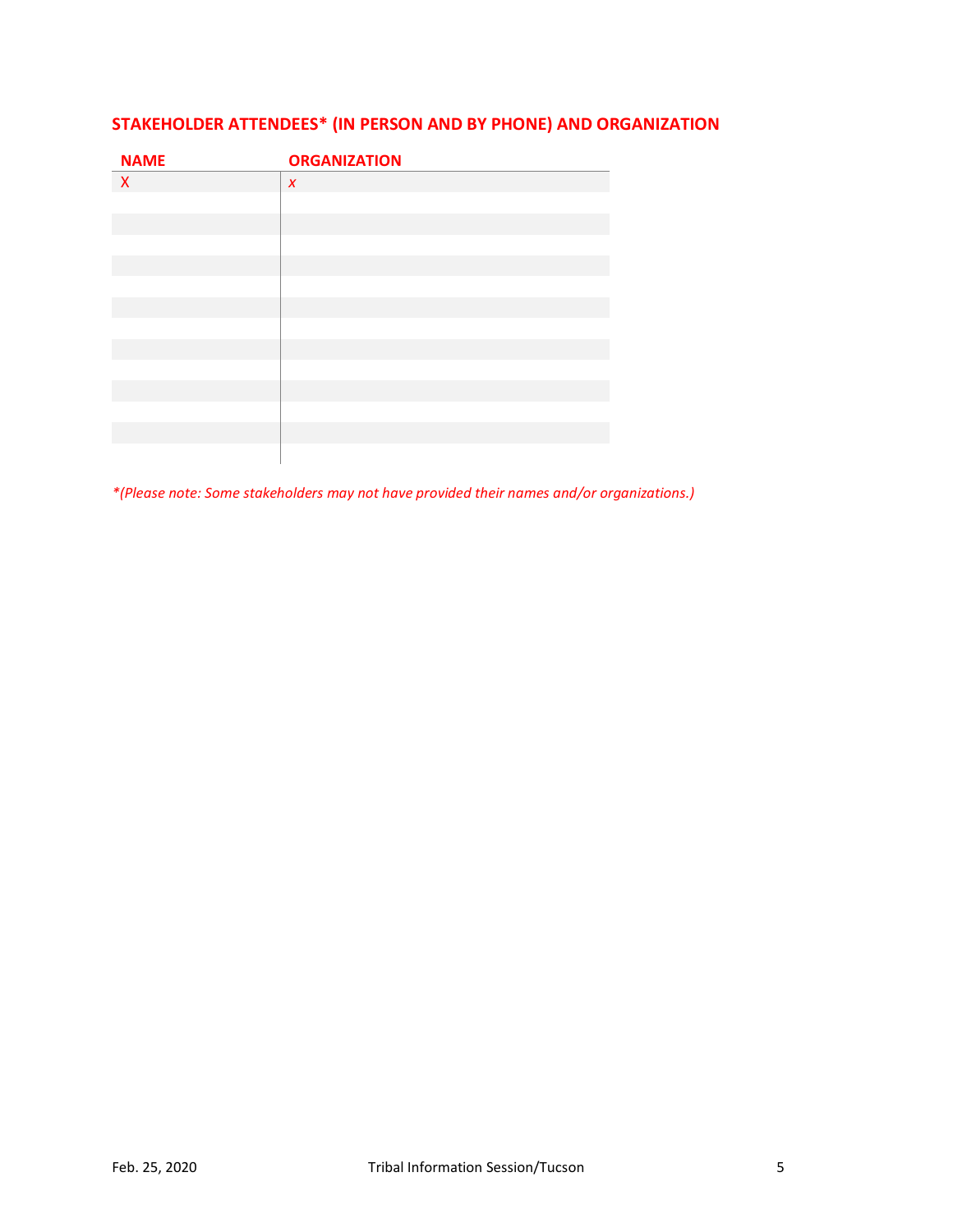## STAKEHOLDER ATTENDEES* (IN PERSON AND BY PHONE) AND ORGANIZATION

| NAME | ORGANIZATION |
|---|---|
| X | *x* |
| | |
| | |
| | |
| | |
| | |
| | |
| | |
| | |
| | |
| | |
| | |
| | |
| | |

*\*(Please note: Some stakeholders may not have provided their names and/or organizations.)*